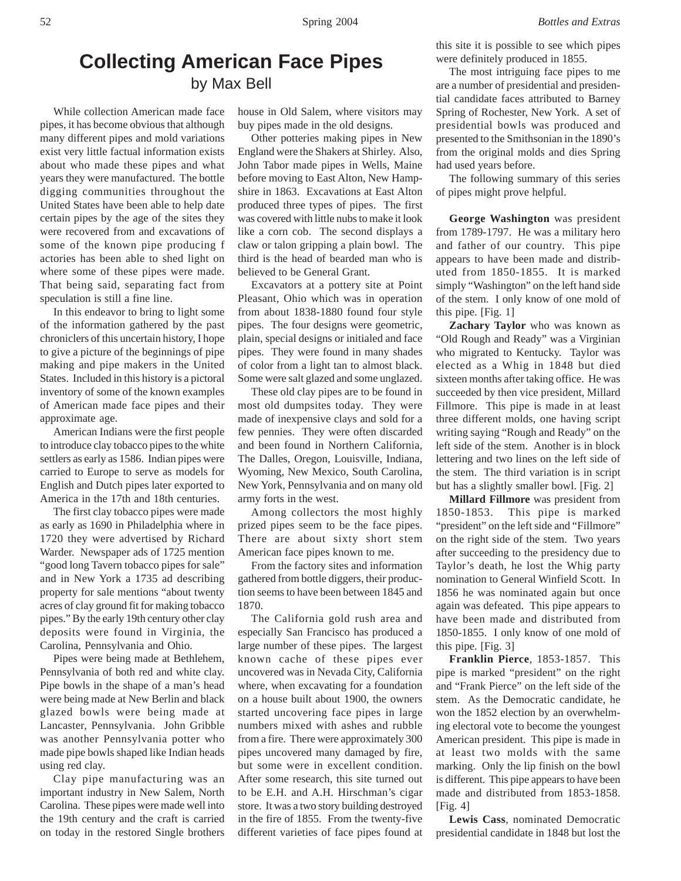# Collecting American Face Pipes

by Max Bell

While collection American made face pipes, it has become obvious that although many different pipes and mold variations exist very little factual information exists about who made these pipes and what years they were manufactured. The bottle digging communities throughout the United States have been able to help date certain pipes by the age of the sites they were recovered from and excavations of some of the known pipe producing f actories has been able to shed light on where some of these pipes were made. That being said, separating fact from speculation is still a fine line.

In this endeavor to bring to light some of the information gathered by the past chroniclers of this uncertain history, I hope to give a picture of the beginnings of pipe making and pipe makers in the United States. Included in this history is a pictoral inventory of some of the known examples of American made face pipes and their approximate age.

American Indians were the first people to introduce clay tobacco pipes to the white settlers as early as 1586. Indian pipes were carried to Europe to serve as models for English and Dutch pipes later exported to America in the 17th and 18th centuries.

The first clay tobacco pipes were made as early as 1690 in Philadelphia where in 1720 they were advertised by Richard Warder. Newspaper ads of 1725 mention "good long Tavern tobacco pipes for sale" and in New York a 1735 ad describing property for sale mentions "about twenty acres of clay ground fit for making tobacco pipes." By the early 19th century other clay deposits were found in Virginia, the Carolina, Pennsylvania and Ohio.

Pipes were being made at Bethlehem, Pennsylvania of both red and white clay. Pipe bowls in the shape of a man's head were being made at New Berlin and black glazed bowls were being made at Lancaster, Pennsylvania. John Gribble was another Pennsylvania potter who made pipe bowls shaped like Indian heads using red clay.

Clay pipe manufacturing was an important industry in New Salem, North Carolina. These pipes were made well into the 19th century and the craft is carried on today in the restored Single brothers house in Old Salem, where visitors may buy pipes made in the old designs.

Other potteries making pipes in New England were the Shakers at Shirley. Also, John Tabor made pipes in Wells, Maine before moving to East Alton, New Hampshire in 1863. Excavations at East Alton produced three types of pipes. The first was covered with little nubs to make it look like a corn cob. The second displays a claw or talon gripping a plain bowl. The third is the head of bearded man who is believed to be General Grant.

Excavators at a pottery site at Point Pleasant, Ohio which was in operation from about 1838-1880 found four style pipes. The four designs were geometric, plain, special designs or initialed and face pipes. They were found in many shades of color from a light tan to almost black. Some were salt glazed and some unglazed.

These old clay pipes are to be found in most old dumpsites today. They were made of inexpensive clays and sold for a few pennies. They were often discarded and been found in Northern California, The Dalles, Oregon, Louisville, Indiana, Wyoming, New Mexico, South Carolina, New York, Pennsylvania and on many old army forts in the west.

Among collectors the most highly prized pipes seem to be the face pipes. There are about sixty short stem American face pipes known to me.

From the factory sites and information gathered from bottle diggers, their production seems to have been between 1845 and 1870.

The California gold rush area and especially San Francisco has produced a large number of these pipes. The largest known cache of these pipes ever uncovered was in Nevada City, California where, when excavating for a foundation on a house built about 1900, the owners started uncovering face pipes in large numbers mixed with ashes and rubble from a fire. There were approximately 300 pipes uncovered many damaged by fire, but some were in excellent condition. After some research, this site turned out to be E.H. and A.H. Hirschman's cigar store. It was a two story building destroyed in the fire of 1855. From the twenty-five different varieties of face pipes found at this site it is possible to see which pipes were definitely produced in 1855.

The most intriguing face pipes to me are a number of presidential and presidential candidate faces attributed to Barney Spring of Rochester, New York. A set of presidential bowls was produced and presented to the Smithsonian in the 1890's from the original molds and dies Spring had used years before.

The following summary of this series of pipes might prove helpful.

**George Washington** was president from 1789-1797. He was a military hero and father of our country. This pipe appears to have been made and distributed from 1850-1855. It is marked simply "Washington" on the left hand side of the stem. I only know of one mold of this pipe. [Fig. 1]

**Zachary Taylor** who was known as "Old Rough and Ready" was a Virginian who migrated to Kentucky. Taylor was elected as a Whig in 1848 but died sixteen months after taking office. He was succeeded by then vice president, Millard Fillmore. This pipe is made in at least three different molds, one having script writing saying "Rough and Ready" on the left side of the stem. Another is in block lettering and two lines on the left side of the stem. The third variation is in script but has a slightly smaller bowl. [Fig. 2]

**Millard Fillmore** was president from 1850-1853. This pipe is marked "president" on the left side and "Fillmore" on the right side of the stem. Two years after succeeding to the presidency due to Taylor's death, he lost the Whig party nomination to General Winfield Scott. In 1856 he was nominated again but once again was defeated. This pipe appears to have been made and distributed from 1850-1855. I only know of one mold of this pipe. [Fig. 3]

**Franklin Pierce**, 1853-1857. This pipe is marked "president" on the right and "Frank Pierce" on the left side of the stem. As the Democratic candidate, he won the 1852 election by an overwhelming electoral vote to become the youngest American president. This pipe is made in at least two molds with the same marking. Only the lip finish on the bowl is different. This pipe appears to have been made and distributed from 1853-1858. [Fig. 4]

**Lewis Cass**, nominated Democratic presidential candidate in 1848 but lost the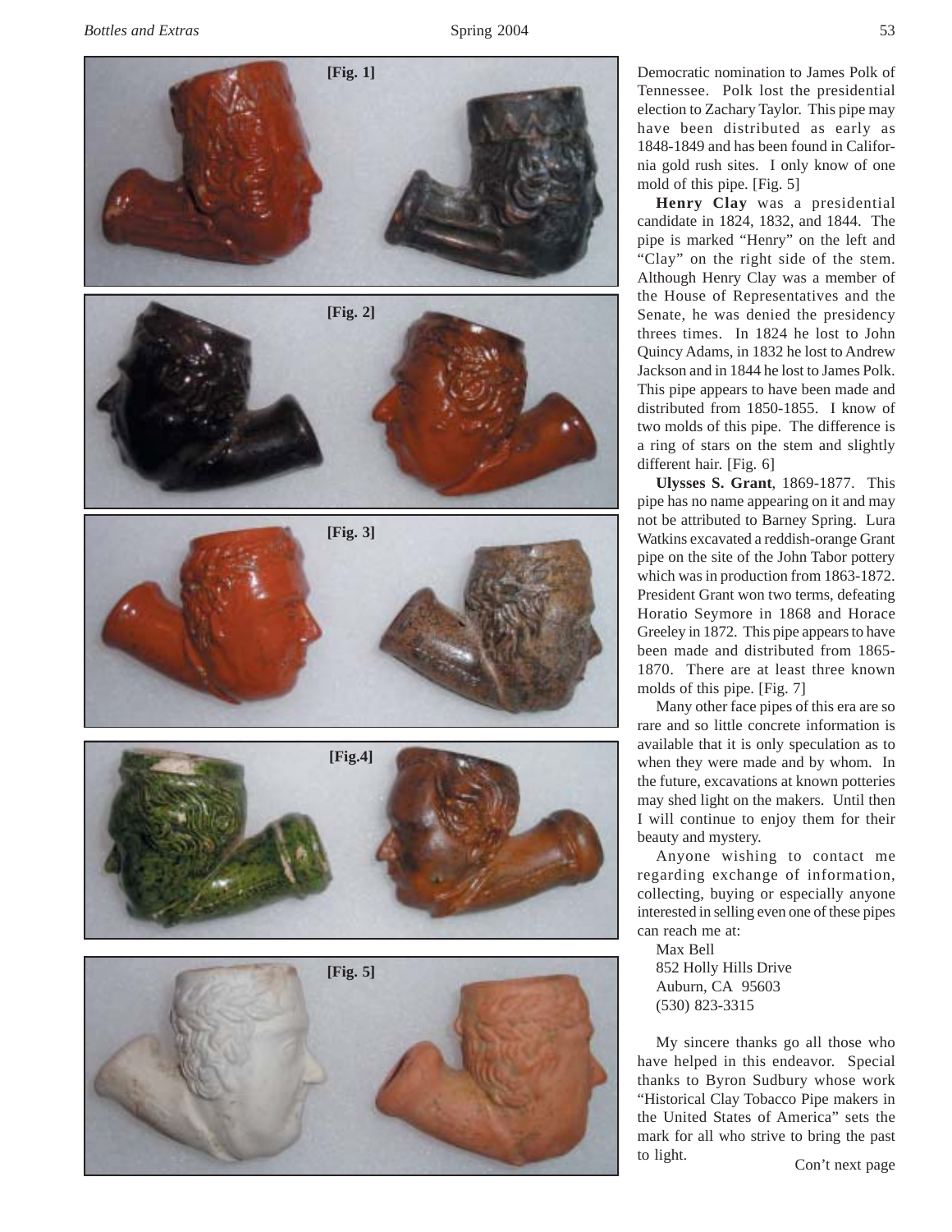[Fig. 1]

[Fig. 2]

[Fig. 3]

[Fig.4]

[Fig. 5]

Democratic nomination to James Polk of Tennessee. Polk lost the presidential election to Zachary Taylor. This pipe may have been distributed as early as 1848-1849 and has been found in California gold rush sites. I only know of one mold of this pipe. [Fig. 5]

**Henry Clay** was a presidential candidate in 1824, 1832, and 1844. The pipe is marked "Henry" on the left and "Clay" on the right side of the stem. Although Henry Clay was a member of the House of Representatives and the Senate, he was denied the presidency threes times. In 1824 he lost to John Quincy Adams, in 1832 he lost to Andrew Jackson and in 1844 he lost to James Polk. This pipe appears to have been made and distributed from 1850-1855. I know of two molds of this pipe. The difference is a ring of stars on the stem and slightly different hair. [Fig. 6]

**Ulysses S. Grant**, 1869-1877. This pipe has no name appearing on it and may not be attributed to Barney Spring. Lura Watkins excavated a reddish-orange Grant pipe on the site of the John Tabor pottery which was in production from 1863-1872. President Grant won two terms, defeating Horatio Seymore in 1868 and Horace Greeley in 1872. This pipe appears to have been made and distributed from 1865-1870. There are at least three known molds of this pipe. [Fig. 7]

Many other face pipes of this era are so rare and so little concrete information is available that it is only speculation as to when they were made and by whom. In the future, excavations at known potteries may shed light on the makers. Until then I will continue to enjoy them for their beauty and mystery.

Anyone wishing to contact me regarding exchange of information, collecting, buying or especially anyone interested in selling even one of these pipes can reach me at:

Max Bell
852 Holly Hills Drive
Auburn, CA 95603
(530) 823-3315

My sincere thanks go all those who have helped in this endeavor. Special thanks to Byron Sudbury whose work "Historical Clay Tobacco Pipe makers in the United States of America" sets the mark for all who strive to bring the past to light.

Con't next page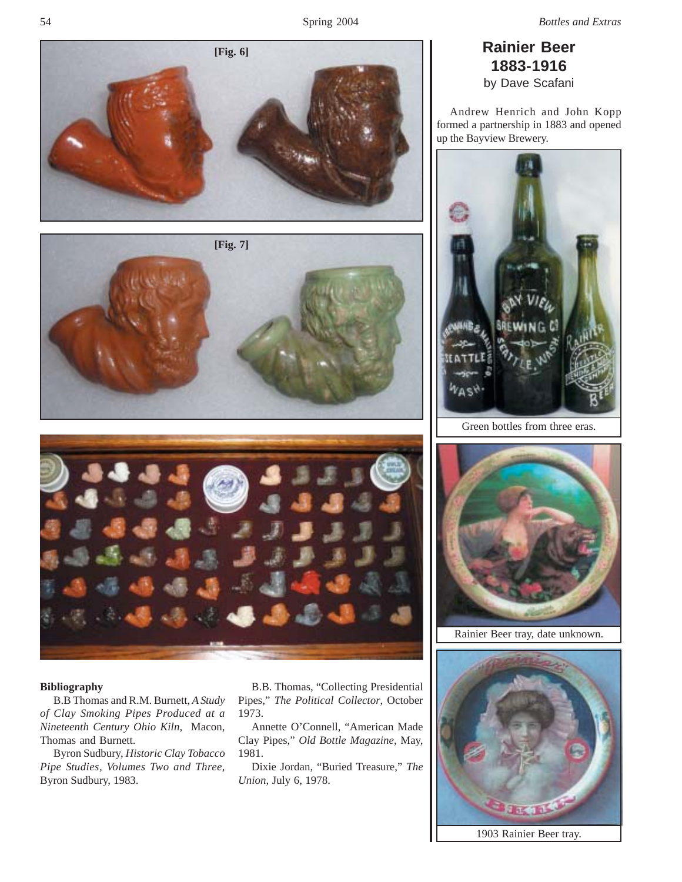[Fig. 6]

[Fig. 7]

## Bibliography

B.B Thomas and R.M. Burnett, *A Study of Clay Smoking Pipes Produced at a Nineteenth Century Ohio Kiln,* Macon, Thomas and Burnett.

Byron Sudbury, *Historic Clay Tobacco Pipe Studies, Volumes Two and Three,* Byron Sudbury, 1983.

B.B. Thomas, "Collecting Presidential Pipes," *The Political Collector,* October 1973.

Annette O'Connell, "American Made Clay Pipes," *Old Bottle Magazine,* May, 1981.

Dixie Jordan, "Buried Treasure," *The Union,* July 6, 1978.

# Rainier Beer 1883-1916

by Dave Scafani

Andrew Henrich and John Kopp formed a partnership in 1883 and opened up the Bayview Brewery.

Green bottles from three eras.

Rainier Beer tray, date unknown.

1903 Rainier Beer tray.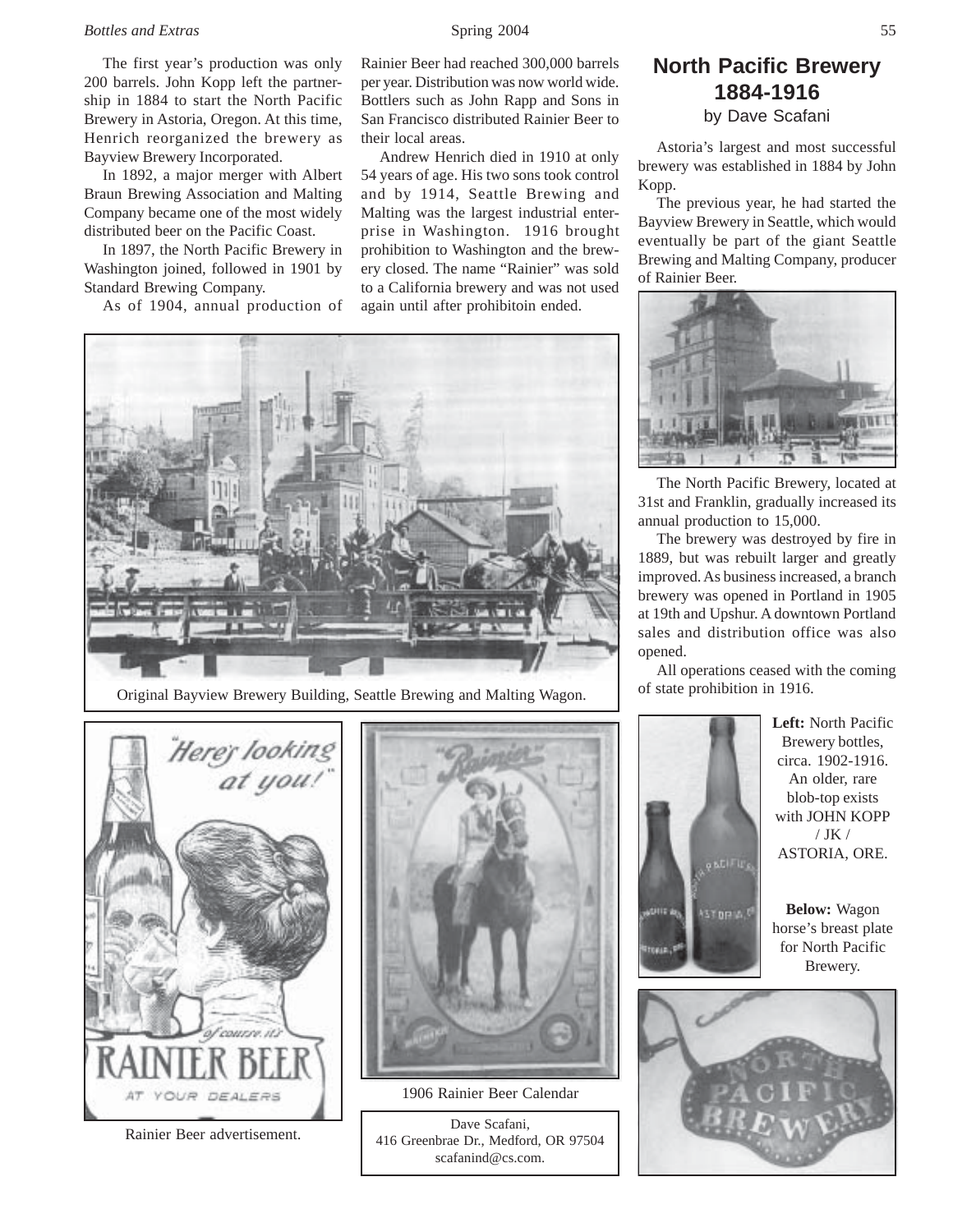The first year's production was only 200 barrels. John Kopp left the partnership in 1884 to start the North Pacific Brewery in Astoria, Oregon. At this time, Henrich reorganized the brewery as Bayview Brewery Incorporated.

In 1892, a major merger with Albert Braun Brewing Association and Malting Company became one of the most widely distributed beer on the Pacific Coast.

In 1897, the North Pacific Brewery in Washington joined, followed in 1901 by Standard Brewing Company.

As of 1904, annual production of Rainier Beer had reached 300,000 barrels per year. Distribution was now world wide. Bottlers such as John Rapp and Sons in San Francisco distributed Rainier Beer to their local areas.

Andrew Henrich died in 1910 at only 54 years of age. His two sons took control and by 1914, Seattle Brewing and Malting was the largest industrial enterprise in Washington. 1916 brought prohibition to Washington and the brewery closed. The name "Rainier" was sold to a California brewery and was not used again until after prohibitoin ended.

Original Bayview Brewery Building, Seattle Brewing and Malting Wagon.

Rainier Beer advertisement.

1906 Rainier Beer Calendar

Dave Scafani,
416 Greenbrae Dr., Medford, OR 97504
scafanind@cs.com.

## North Pacific Brewery 1884-1916

by Dave Scafani

Astoria's largest and most successful brewery was established in 1884 by John Kopp.

The previous year, he had started the Bayview Brewery in Seattle, which would eventually be part of the giant Seattle Brewing and Malting Company, producer of Rainier Beer.

The North Pacific Brewery, located at 31st and Franklin, gradually increased its annual production to 15,000.

The brewery was destroyed by fire in 1889, but was rebuilt larger and greatly improved. As business increased, a branch brewery was opened in Portland in 1905 at 19th and Upshur. A downtown Portland sales and distribution office was also opened.

All operations ceased with the coming of state prohibition in 1916.

**Left:** North Pacific Brewery bottles, circa. 1902-1916. An older, rare blob-top exists with JOHN KOPP / JK / ASTORIA, ORE.

**Below:** Wagon horse's breast plate for North Pacific Brewery.